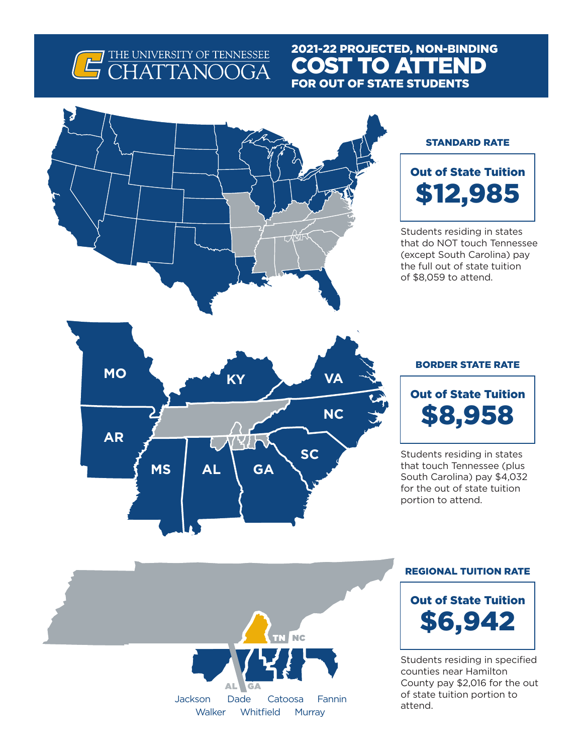THE UNIVERSITY OF TENNESSEE CHATTANOOGA

# 2021-22 PROJECTED, NON-BINDING COST TO ATTEND FOR OUT OF STATE STUDENTS

## STANDARD RATE

**Out of State Tuition**

**$12,985**

Students residing in states that do NOT touch Tennessee (except South Carolina) pay the full out of state tuition of $8,059 to attend.

## BORDER STATE RATE

MO KY VA AR NC MS AL GA SC

**Out of State Tuition**

**$8,958**

Students residing in states that touch Tennessee (plus South Carolina) pay $4,032 for the out of state tuition portion to attend.

## REGIONAL TUITION RATE

TN NC AL GA

Jackson Dade Catoosa Fannin
Walker Whitfield Murray

**Out of State Tuition**

**$6,942**

Students residing in specified counties near Hamilton County pay $2,016 for the out of state tuition portion to attend.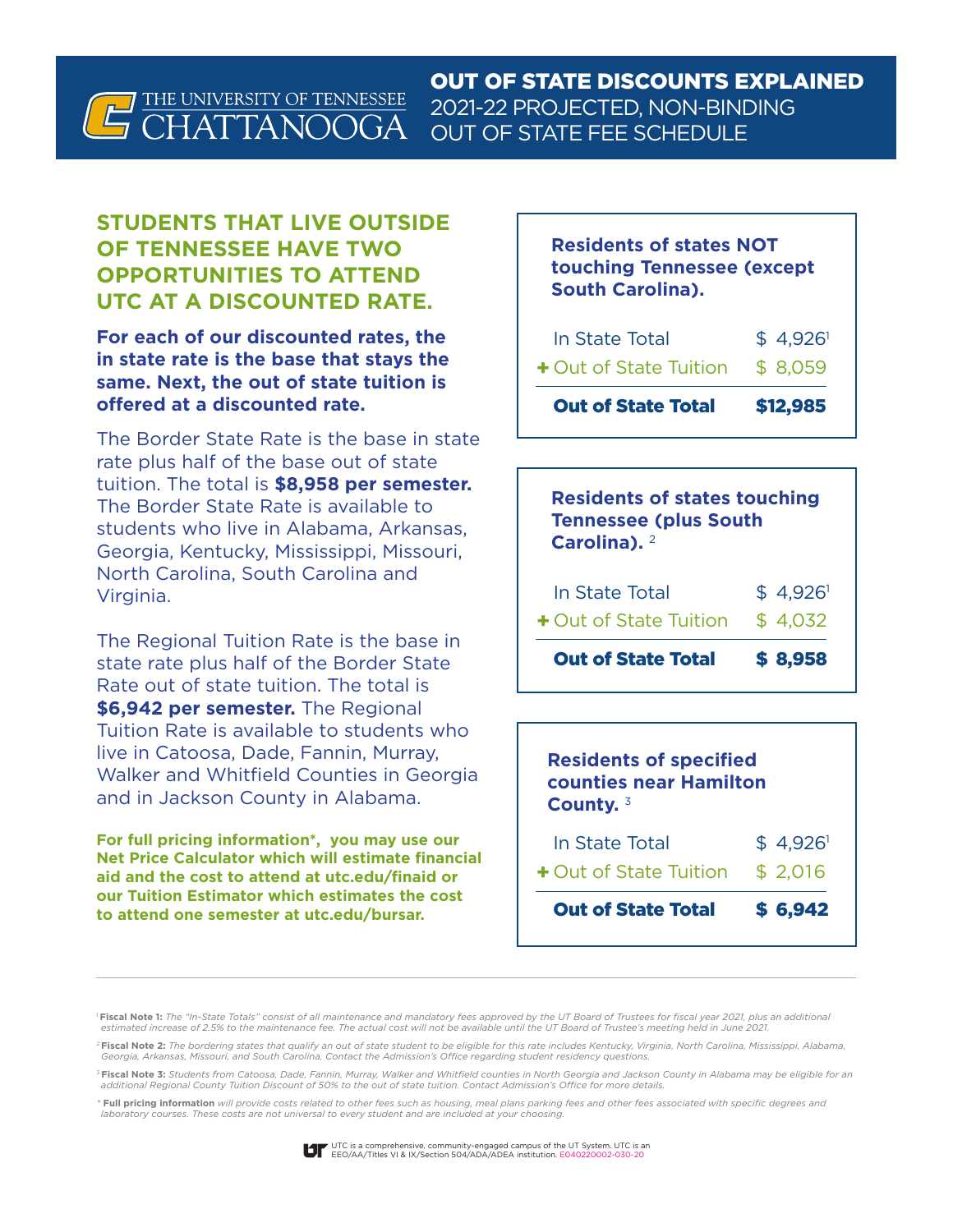# THE UNIVERSITY OF TENNESSEE CHATTANOOGA

## OUT OF STATE DISCOUNTS EXPLAINED

2021-22 PROJECTED, NON-BINDING OUT OF STATE FEE SCHEDULE

## STUDENTS THAT LIVE OUTSIDE OF TENNESSEE HAVE TWO OPPORTUNITIES TO ATTEND UTC AT A DISCOUNTED RATE.

**For each of our discounted rates, the in state rate is the base that stays the same. Next, the out of state tuition is offered at a discounted rate.**

The Border State Rate is the base in state rate plus half of the base out of state tuition. The total is **$8,958 per semester.** The Border State Rate is available to students who live in Alabama, Arkansas, Georgia, Kentucky, Mississippi, Missouri, North Carolina, South Carolina and Virginia.

The Regional Tuition Rate is the base in state rate plus half of the Border State Rate out of state tuition. The total is **$6,942 per semester.** The Regional Tuition Rate is available to students who live in Catoosa, Dade, Fannin, Murray, Walker and Whitfield Counties in Georgia and in Jackson County in Alabama.

**For full pricing information*, you may use our Net Price Calculator which will estimate financial aid and the cost to attend at utc.edu/finaid or our Tuition Estimator which estimates the cost to attend one semester at utc.edu/bursar.**

### Residents of states NOT touching Tennessee (except South Carolina).

| | |
|---|---|
| In State Total | $ 4,926[1] |
| + Out of State Tuition | $ 8,059 |
| **Out of State Total** | **$12,985** |

### Residents of states touching Tennessee (plus South Carolina). [2]

| | |
|---|---|
| In State Total | $ 4,926[1] |
| + Out of State Tuition | $ 4,032 |
| **Out of State Total** | **$ 8,958** |

### Residents of specified counties near Hamilton County. [3]

| | |
|---|---|
| In State Total | $ 4,926[1] |
| + Out of State Tuition | $ 2,016 |
| **Out of State Total** | **$ 6,942** |

---

[1] **Fiscal Note 1:** *The "In-State Totals" consist of all maintenance and mandatory fees approved by the UT Board of Trustees for fiscal year 2021, plus an additional estimated increase of 2.5% to the maintenance fee. The actual cost will not be available until the UT Board of Trustee's meeting held in June 2021.*

[2] **Fiscal Note 2:** *The bordering states that qualify an out of state student to be eligible for this rate includes Kentucky, Virginia, North Carolina, Mississippi, Alabama, Georgia, Arkansas, Missouri, and South Carolina. Contact the Admission's Office regarding student residency questions.*

[3] **Fiscal Note 3:** *Students from Catoosa, Dade, Fannin, Murray, Walker and Whitfield counties in North Georgia and Jackson County in Alabama may be eligible for an additional Regional County Tuition Discount of 50% to the out of state tuition. Contact Admission's Office for more details.*

\* **Full pricing information** *will provide costs related to other fees such as housing, meal plans parking fees and other fees associated with specific degrees and laboratory courses. These costs are not universal to every student and are included at your choosing.*

UTC is a comprehensive, community-engaged campus of the UT System. UTC is an EEO/AA/Titles VI & IX/Section 504/ADA/ADEA institution. E040220002-030-20